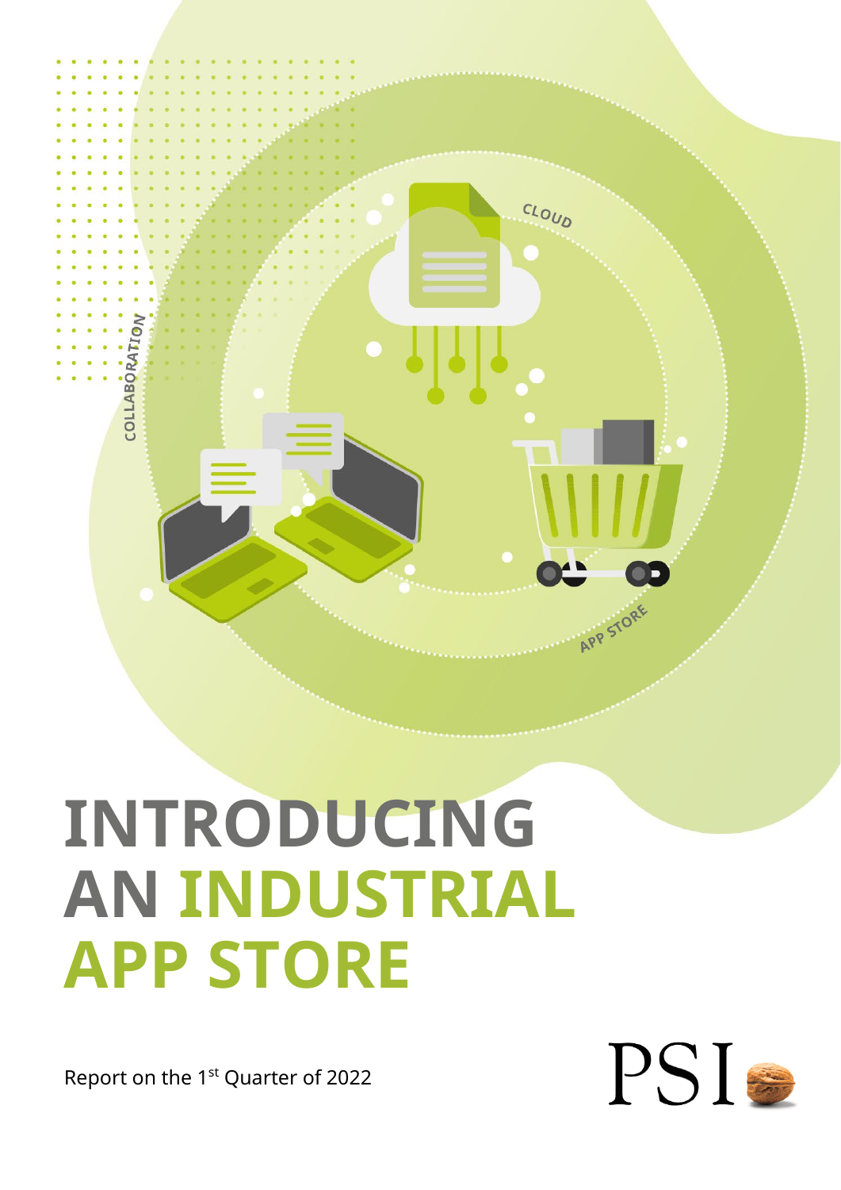# INTRODUCING AN INDUSTRIAL APP STORE

Report on the 1st Quarter of 2022

PSI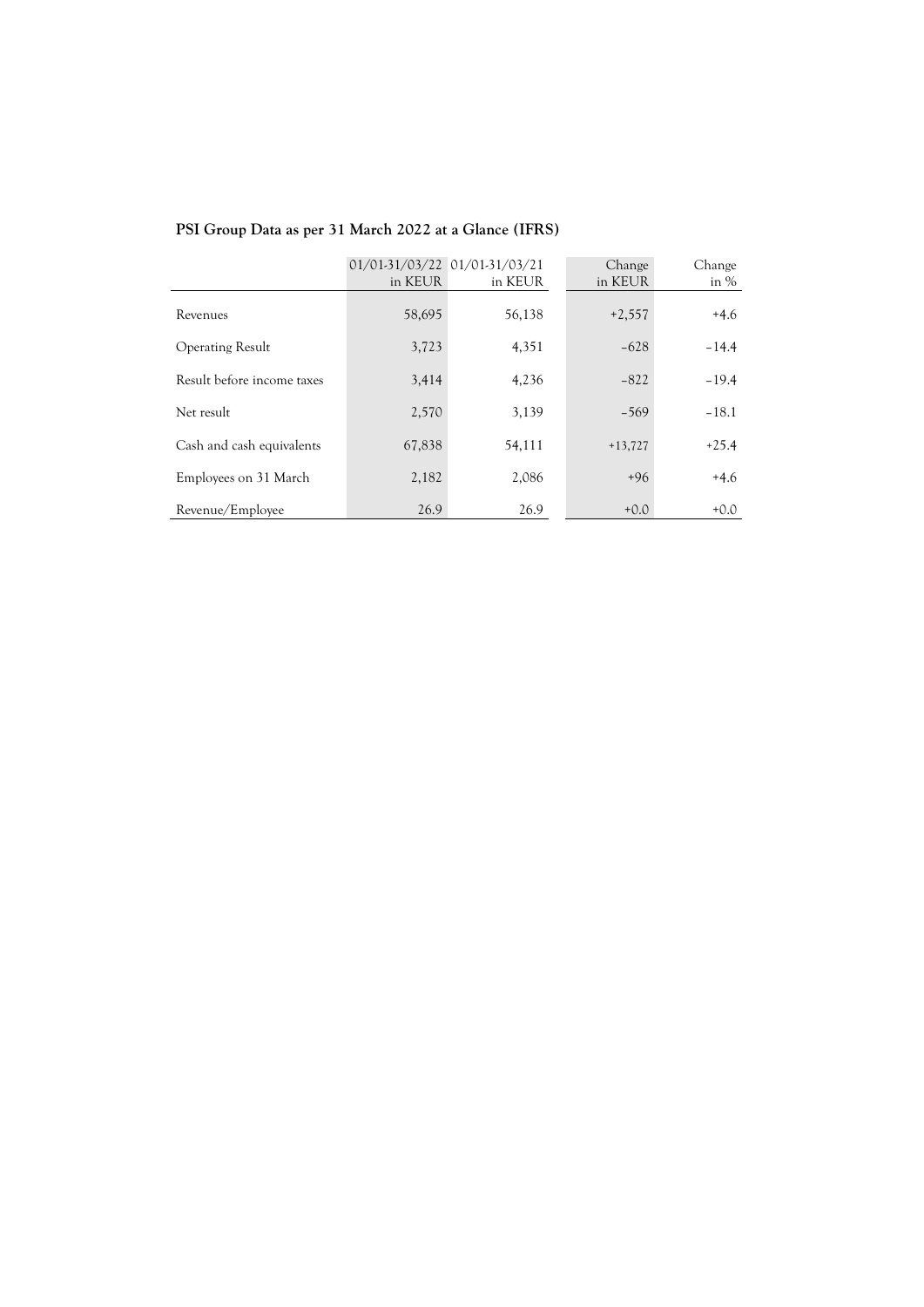## PSI Group Data as per 31 March 2022 at a Glance (IFRS)

| | 01/01-31/03/22 in KEUR | 01/01-31/03/21 in KEUR | Change in KEUR | Change in % |
|---|---|---|---|---|
| Revenues | 58,695 | 56,138 | +2,557 | +4.6 |
| Operating Result | 3,723 | 4,351 | –628 | –14.4 |
| Result before income taxes | 3,414 | 4,236 | –822 | –19.4 |
| Net result | 2,570 | 3,139 | –569 | –18.1 |
| Cash and cash equivalents | 67,838 | 54,111 | +13,727 | +25.4 |
| Employees on 31 March | 2,182 | 2,086 | +96 | +4.6 |
| Revenue/Employee | 26.9 | 26.9 | +0.0 | +0.0 |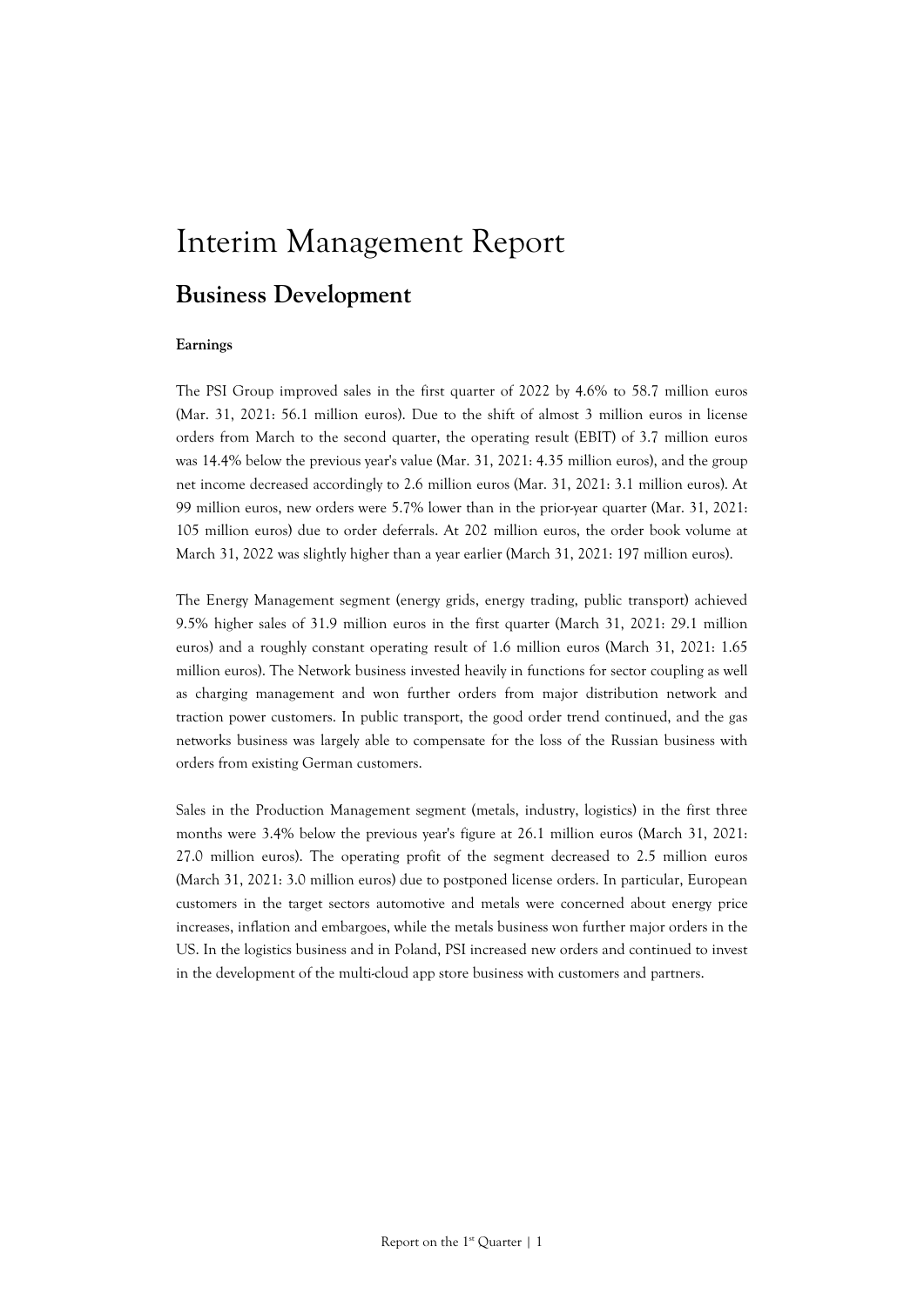# Interim Management Report

## Business Development

**Earnings**

The PSI Group improved sales in the first quarter of 2022 by 4.6% to 58.7 million euros (Mar. 31, 2021: 56.1 million euros). Due to the shift of almost 3 million euros in license orders from March to the second quarter, the operating result (EBIT) of 3.7 million euros was 14.4% below the previous year's value (Mar. 31, 2021: 4.35 million euros), and the group net income decreased accordingly to 2.6 million euros (Mar. 31, 2021: 3.1 million euros). At 99 million euros, new orders were 5.7% lower than in the prior-year quarter (Mar. 31, 2021: 105 million euros) due to order deferrals. At 202 million euros, the order book volume at March 31, 2022 was slightly higher than a year earlier (March 31, 2021: 197 million euros).

The Energy Management segment (energy grids, energy trading, public transport) achieved 9.5% higher sales of 31.9 million euros in the first quarter (March 31, 2021: 29.1 million euros) and a roughly constant operating result of 1.6 million euros (March 31, 2021: 1.65 million euros). The Network business invested heavily in functions for sector coupling as well as charging management and won further orders from major distribution network and traction power customers. In public transport, the good order trend continued, and the gas networks business was largely able to compensate for the loss of the Russian business with orders from existing German customers.

Sales in the Production Management segment (metals, industry, logistics) in the first three months were 3.4% below the previous year's figure at 26.1 million euros (March 31, 2021: 27.0 million euros). The operating profit of the segment decreased to 2.5 million euros (March 31, 2021: 3.0 million euros) due to postponed license orders. In particular, European customers in the target sectors automotive and metals were concerned about energy price increases, inflation and embargoes, while the metals business won further major orders in the US. In the logistics business and in Poland, PSI increased new orders and continued to invest in the development of the multi-cloud app store business with customers and partners.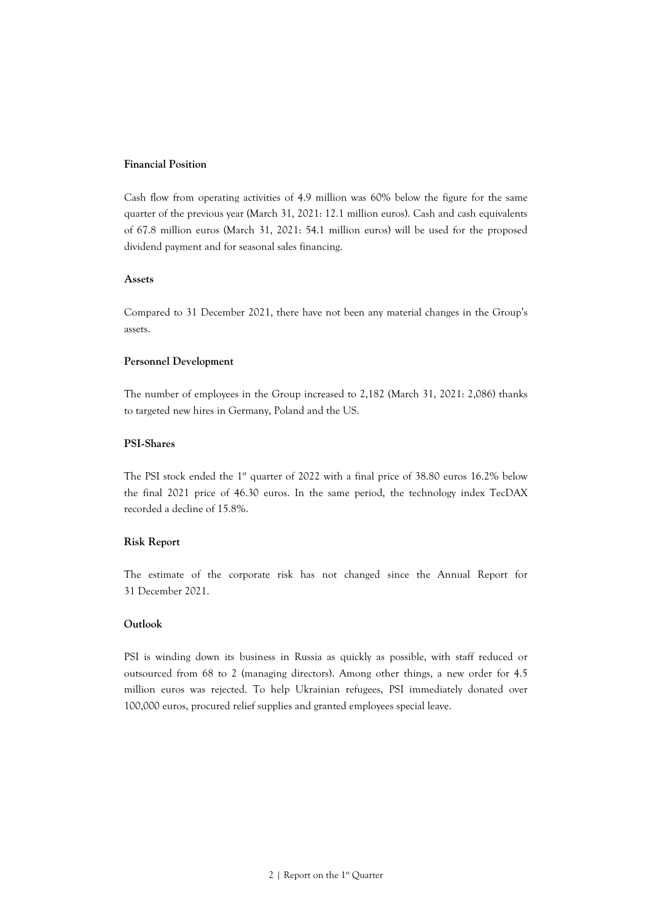### Financial Position

Cash flow from operating activities of 4.9 million was 60% below the figure for the same quarter of the previous year (March 31, 2021: 12.1 million euros). Cash and cash equivalents of 67.8 million euros (March 31, 2021: 54.1 million euros) will be used for the proposed dividend payment and for seasonal sales financing.

### Assets

Compared to 31 December 2021, there have not been any material changes in the Group's assets.

### Personnel Development

The number of employees in the Group increased to 2,182 (March 31, 2021: 2,086) thanks to targeted new hires in Germany, Poland and the US.

### PSI-Shares

The PSI stock ended the 1st quarter of 2022 with a final price of 38.80 euros 16.2% below the final 2021 price of 46.30 euros. In the same period, the technology index TecDAX recorded a decline of 15.8%.

### Risk Report

The estimate of the corporate risk has not changed since the Annual Report for 31 December 2021.

### Outlook

PSI is winding down its business in Russia as quickly as possible, with staff reduced or outsourced from 68 to 2 (managing directors). Among other things, a new order for 4.5 million euros was rejected. To help Ukrainian refugees, PSI immediately donated over 100,000 euros, procured relief supplies and granted employees special leave.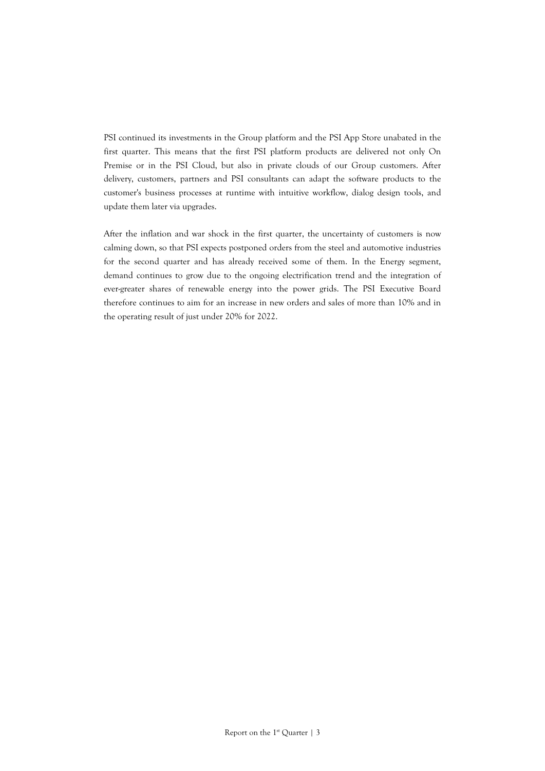PSI continued its investments in the Group platform and the PSI App Store unabated in the first quarter. This means that the first PSI platform products are delivered not only On Premise or in the PSI Cloud, but also in private clouds of our Group customers. After delivery, customers, partners and PSI consultants can adapt the software products to the customer's business processes at runtime with intuitive workflow, dialog design tools, and update them later via upgrades.

After the inflation and war shock in the first quarter, the uncertainty of customers is now calming down, so that PSI expects postponed orders from the steel and automotive industries for the second quarter and has already received some of them. In the Energy segment, demand continues to grow due to the ongoing electrification trend and the integration of ever-greater shares of renewable energy into the power grids. The PSI Executive Board therefore continues to aim for an increase in new orders and sales of more than 10% and in the operating result of just under 20% for 2022.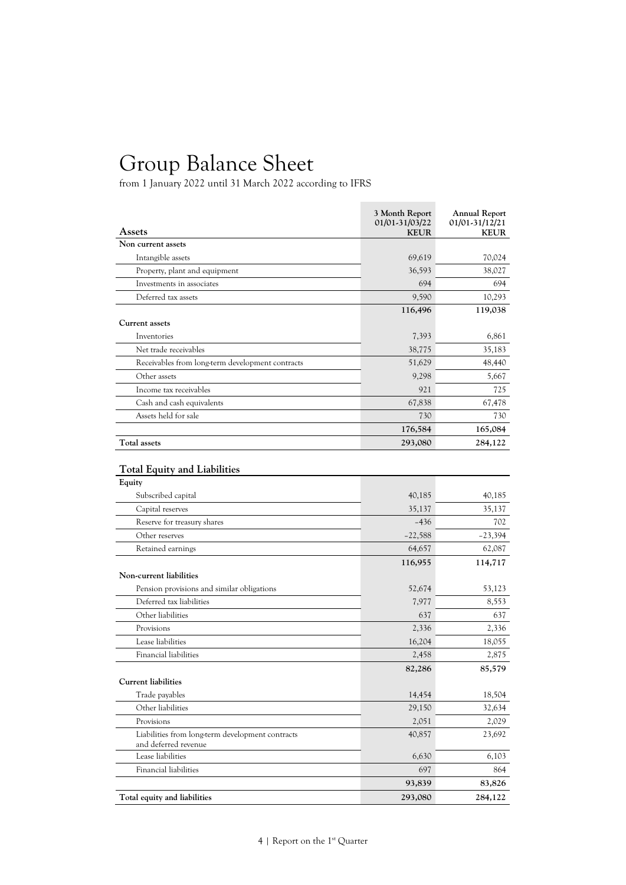# Group Balance Sheet

from 1 January 2022 until 31 March 2022 according to IFRS

| Assets | 3 Month Report 01/01-31/03/22 KEUR | Annual Report 01/01-31/12/21 KEUR |
|---|---|---|
| **Non current assets** | | |
| Intangible assets | 69,619 | 70,024 |
| Property, plant and equipment | 36,593 | 38,027 |
| Investments in associates | 694 | 694 |
| Deferred tax assets | 9,590 | 10,293 |
| | **116,496** | **119,038** |
| **Current assets** | | |
| Inventories | 7,393 | 6,861 |
| Net trade receivables | 38,775 | 35,183 |
| Receivables from long-term development contracts | 51,629 | 48,440 |
| Other assets | 9,298 | 5,667 |
| Income tax receivables | 921 | 725 |
| Cash and cash equivalents | 67,838 | 67,478 |
| Assets held for sale | 730 | 730 |
| | **176,584** | **165,084** |
| **Total assets** | **293,080** | **284,122** |

| Total Equity and Liabilities | 3 Month Report 01/01-31/03/22 KEUR | Annual Report 01/01-31/12/21 KEUR |
|---|---|---|
| **Equity** | | |
| Subscribed capital | 40,185 | 40,185 |
| Capital reserves | 35,137 | 35,137 |
| Reserve for treasury shares | -436 | 702 |
| Other reserves | -22,588 | -23,394 |
| Retained earnings | 64,657 | 62,087 |
| | **116,955** | **114,717** |
| **Non-current liabilities** | | |
| Pension provisions and similar obligations | 52,674 | 53,123 |
| Deferred tax liabilities | 7,977 | 8,553 |
| Other liabilities | 637 | 637 |
| Provisions | 2,336 | 2,336 |
| Lease liabilities | 16,204 | 18,055 |
| Financial liabilities | 2,458 | 2,875 |
| | **82,286** | **85,579** |
| **Current liabilities** | | |
| Trade payables | 14,454 | 18,504 |
| Other liabilities | 29,150 | 32,634 |
| Provisions | 2,051 | 2,029 |
| Liabilities from long-term development contracts and deferred revenue | 40,857 | 23,692 |
| Lease liabilities | 6,630 | 6,103 |
| Financial liabilities | 697 | 864 |
| | **93,839** | **83,826** |
| **Total equity and liabilities** | **293,080** | **284,122** |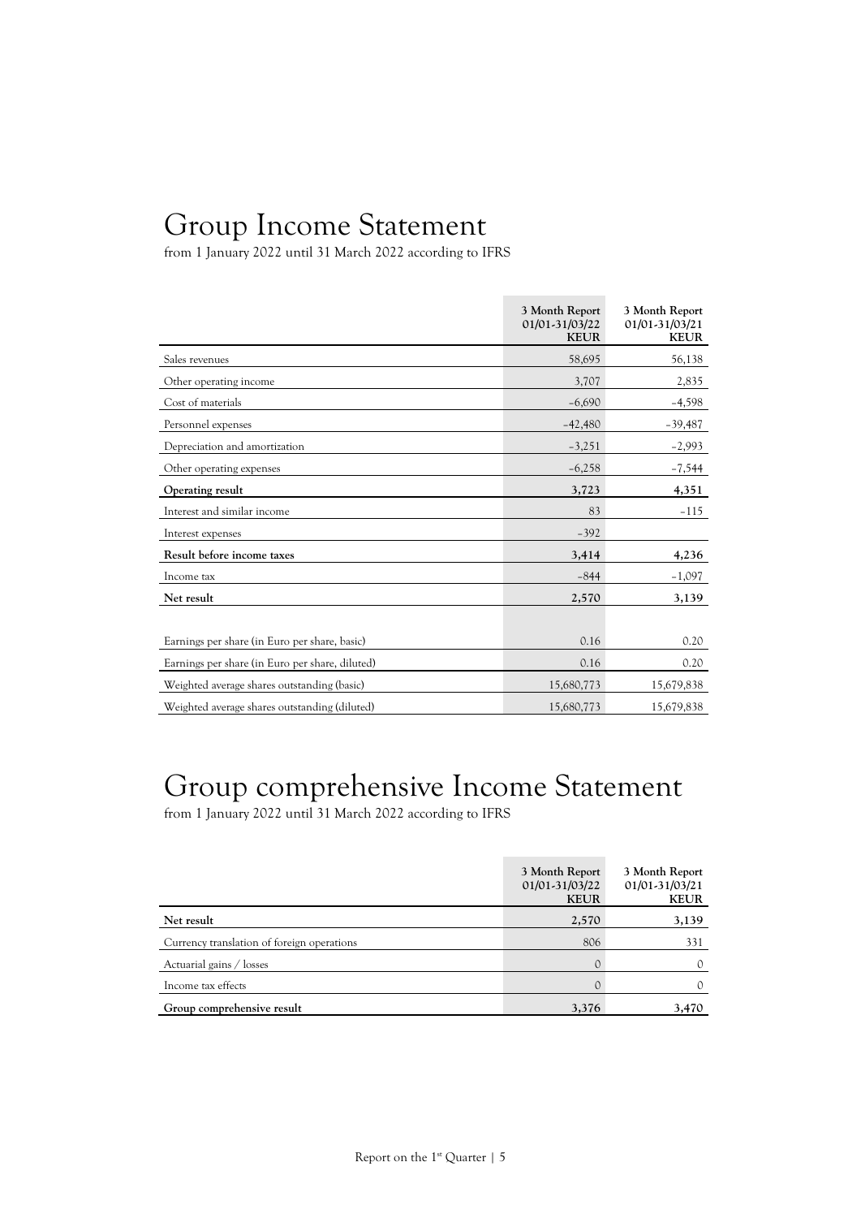# Group Income Statement

from 1 January 2022 until 31 March 2022 according to IFRS

| | 3 Month Report 01/01-31/03/22 KEUR | 3 Month Report 01/01-31/03/21 KEUR |
|---|---|---|
| Sales revenues | 58,695 | 56,138 |
| Other operating income | 3,707 | 2,835 |
| Cost of materials | –6,690 | –4,598 |
| Personnel expenses | –42,480 | –39,487 |
| Depreciation and amortization | –3,251 | –2,993 |
| Other operating expenses | –6,258 | –7,544 |
| **Operating result** | **3,723** | **4,351** |
| Interest and similar income | 83 | –115 |
| Interest expenses | –392 | |
| **Result before income taxes** | **3,414** | **4,236** |
| Income tax | –844 | –1,097 |
| **Net result** | **2,570** | **3,139** |
| | | |
| Earnings per share (in Euro per share, basic) | 0.16 | 0.20 |
| Earnings per share (in Euro per share, diluted) | 0.16 | 0.20 |
| Weighted average shares outstanding (basic) | 15,680,773 | 15,679,838 |
| Weighted average shares outstanding (diluted) | 15,680,773 | 15,679,838 |

# Group comprehensive Income Statement

from 1 January 2022 until 31 March 2022 according to IFRS

| | 3 Month Report 01/01-31/03/22 KEUR | 3 Month Report 01/01-31/03/21 KEUR |
|---|---|---|
| **Net result** | **2,570** | **3,139** |
| Currency translation of foreign operations | 806 | 331 |
| Actuarial gains / losses | 0 | 0 |
| Income tax effects | 0 | 0 |
| **Group comprehensive result** | **3,376** | **3,470** |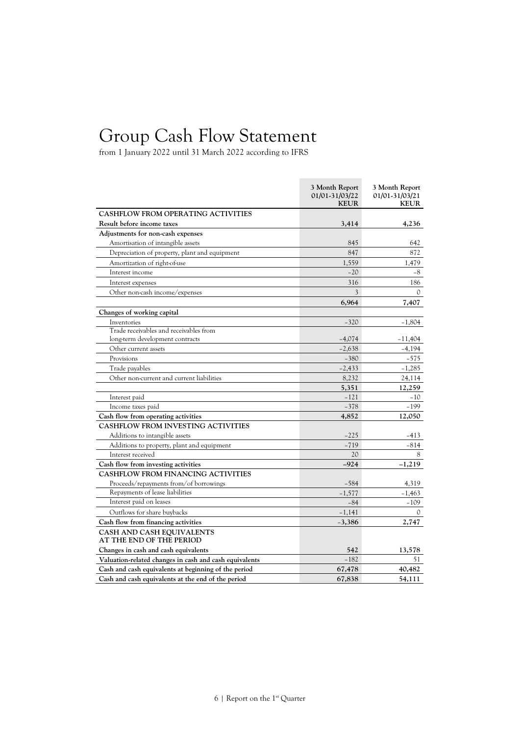# Group Cash Flow Statement

from 1 January 2022 until 31 March 2022 according to IFRS

| | 3 Month Report 01/01-31/03/22 KEUR | 3 Month Report 01/01-31/03/21 KEUR |
|---|---|---|
| **CASHFLOW FROM OPERATING ACTIVITIES** | | |
| **Result before income taxes** | **3,414** | **4,236** |
| **Adjustments for non-cash expenses** | | |
| Amortisation of intangible assets | 845 | 642 |
| Depreciation of property, plant and equipment | 847 | 872 |
| Amortization of right-of-use | 1,559 | 1,479 |
| Interest income | –20 | –8 |
| Interest expenses | 316 | 186 |
| Other non-cash income/expenses | 3 | 0 |
| | **6,964** | **7,407** |
| **Changes of working capital** | | |
| Inventories | –320 | –1,804 |
| Trade receivables and receivables from long-term development contracts | –4,074 | –11,404 |
| Other current assets | –2,638 | –4,194 |
| Provisions | –380 | –575 |
| Trade payables | –2,433 | –1,285 |
| Other non-current and current liabilities | 8,232 | 24,114 |
| | **5,351** | **12,259** |
| Interest paid | –121 | –10 |
| Income taxes paid | –378 | –199 |
| **Cash flow from operating activities** | **4,852** | **12,050** |
| **CASHFLOW FROM INVESTING ACTIVITIES** | | |
| Additions to intangible assets | –225 | –413 |
| Additions to property, plant and equipment | –719 | –814 |
| Interest received | 20 | 8 |
| **Cash flow from investing activities** | **–924** | **–1,219** |
| **CASHFLOW FROM FINANCING ACTIVITIES** | | |
| Proceeds/repayments from/of borrowings | –584 | 4,319 |
| Repayments of lease liabilities | –1,577 | –1,463 |
| Interest paid on leases | –84 | –109 |
| Outflows for share buybacks | –1,141 | 0 |
| **Cash flow from financing activities** | **–3,386** | **2,747** |
| **CASH AND CASH EQUIVALENTS AT THE END OF THE PERIOD** | | |
| **Changes in cash and cash equivalents** | **542** | **13,578** |
| **Valuation-related changes in cash and cash equivalents** | –182 | 51 |
| **Cash and cash equivalents at beginning of the period** | **67,478** | **40,482** |
| **Cash and cash equivalents at the end of the period** | **67,838** | **54,111** |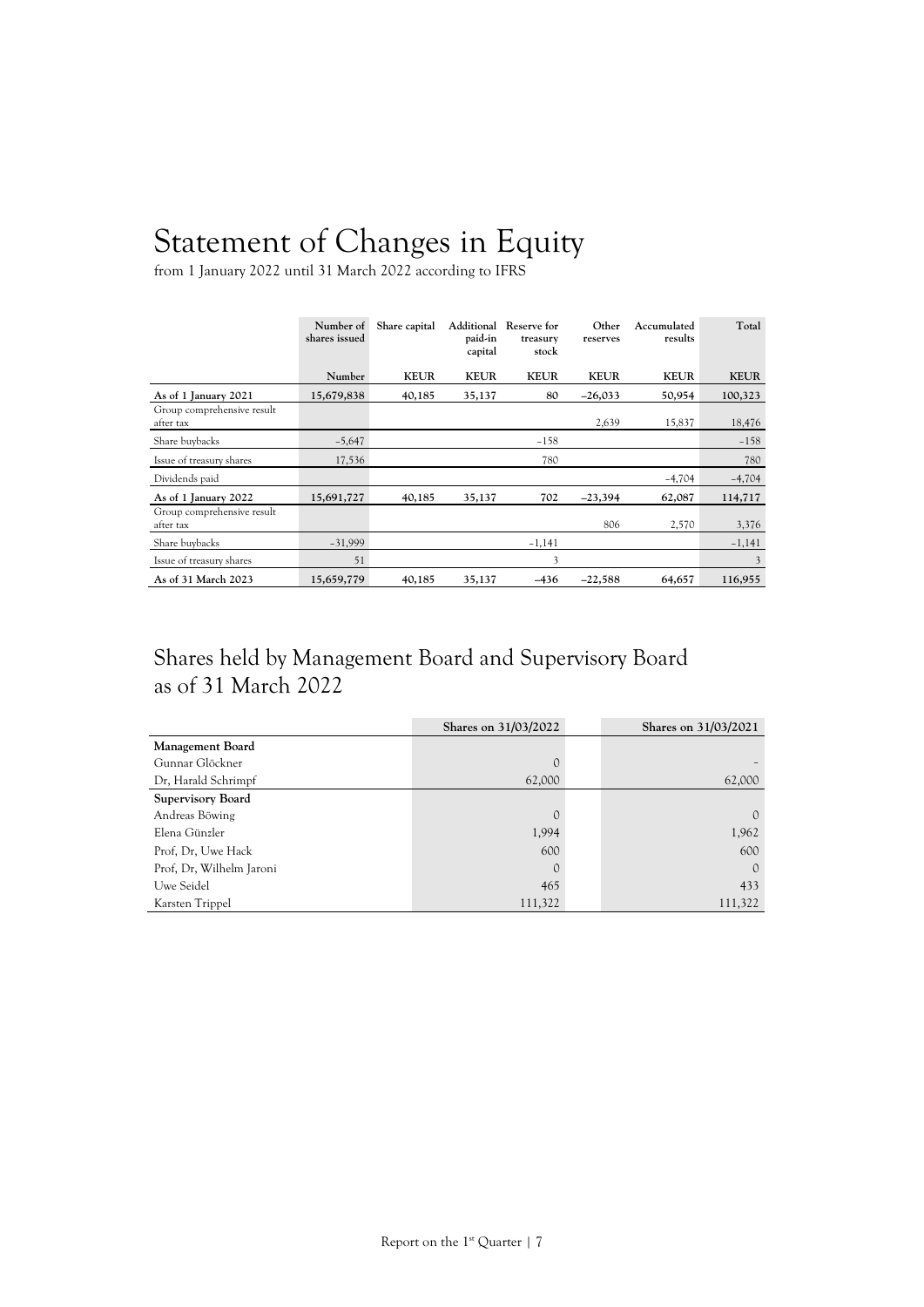# Statement of Changes in Equity

from 1 January 2022 until 31 March 2022 according to IFRS

| | Number of shares issued | Share capital | Additional paid-in capital | Reserve for treasury stock | Other reserves | Accumulated results | Total |
|---|---|---|---|---|---|---|---|
| | Number | KEUR | KEUR | KEUR | KEUR | KEUR | KEUR |
| **As of 1 January 2021** | **15,679,838** | **40,185** | **35,137** | **80** | **–26,033** | **50,954** | **100,323** |
| Group comprehensive result after tax | | | | | 2,639 | 15,837 | 18,476 |
| Share buybacks | –5,647 | | | –158 | | | –158 |
| Issue of treasury shares | 17,536 | | | 780 | | | 780 |
| Dividends paid | | | | | | –4,704 | –4,704 |
| **As of 1 January 2022** | **15,691,727** | **40,185** | **35,137** | **702** | **–23,394** | **62,087** | **114,717** |
| Group comprehensive result after tax | | | | | 806 | 2,570 | 3,376 |
| Share buybacks | –31,999 | | | –1,141 | | | –1,141 |
| Issue of treasury shares | 51 | | | 3 | | | 3 |
| **As of 31 March 2023** | **15,659,779** | **40,185** | **35,137** | **–436** | **–22,588** | **64,657** | **116,955** |

## Shares held by Management Board and Supervisory Board as of 31 March 2022

| | Shares on 31/03/2022 | Shares on 31/03/2021 |
|---|---|---|
| **Management Board** | | |
| Gunnar Glöckner | 0 | – |
| Dr, Harald Schrimpf | 62,000 | 62,000 |
| **Supervisory Board** | | |
| Andreas Böwing | 0 | 0 |
| Elena Günzler | 1,994 | 1,962 |
| Prof, Dr, Uwe Hack | 600 | 600 |
| Prof, Dr, Wilhelm Jaroni | 0 | 0 |
| Uwe Seidel | 465 | 433 |
| Karsten Trippel | 111,322 | 111,322 |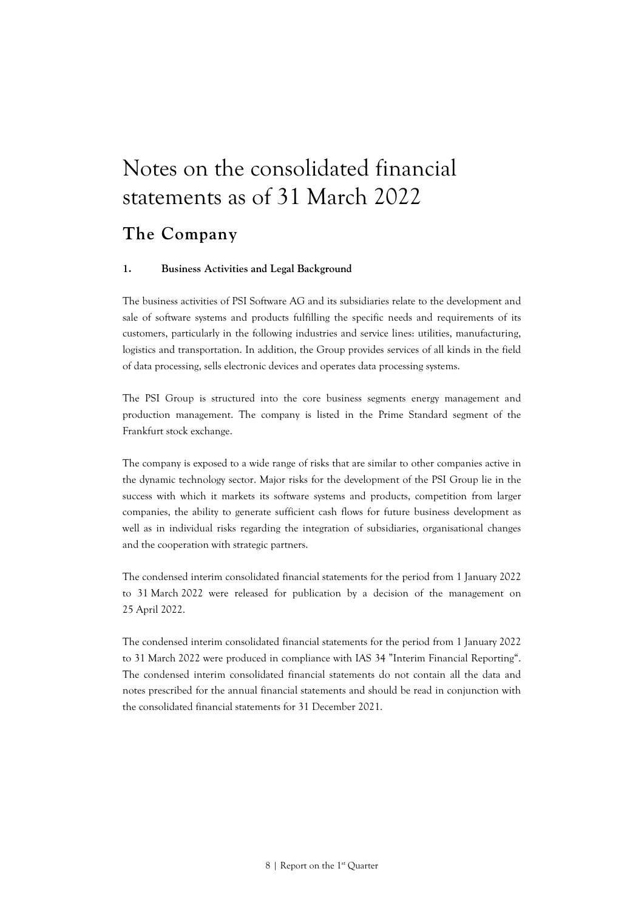# Notes on the consolidated financial statements as of 31 March 2022

## The Company

### 1. Business Activities and Legal Background

The business activities of PSI Software AG and its subsidiaries relate to the development and sale of software systems and products fulfilling the specific needs and requirements of its customers, particularly in the following industries and service lines: utilities, manufacturing, logistics and transportation. In addition, the Group provides services of all kinds in the field of data processing, sells electronic devices and operates data processing systems.

The PSI Group is structured into the core business segments energy management and production management. The company is listed in the Prime Standard segment of the Frankfurt stock exchange.

The company is exposed to a wide range of risks that are similar to other companies active in the dynamic technology sector. Major risks for the development of the PSI Group lie in the success with which it markets its software systems and products, competition from larger companies, the ability to generate sufficient cash flows for future business development as well as in individual risks regarding the integration of subsidiaries, organisational changes and the cooperation with strategic partners.

The condensed interim consolidated financial statements for the period from 1 January 2022 to 31 March 2022 were released for publication by a decision of the management on 25 April 2022.

The condensed interim consolidated financial statements for the period from 1 January 2022 to 31 March 2022 were produced in compliance with IAS 34 "Interim Financial Reporting". The condensed interim consolidated financial statements do not contain all the data and notes prescribed for the annual financial statements and should be read in conjunction with the consolidated financial statements for 31 December 2021.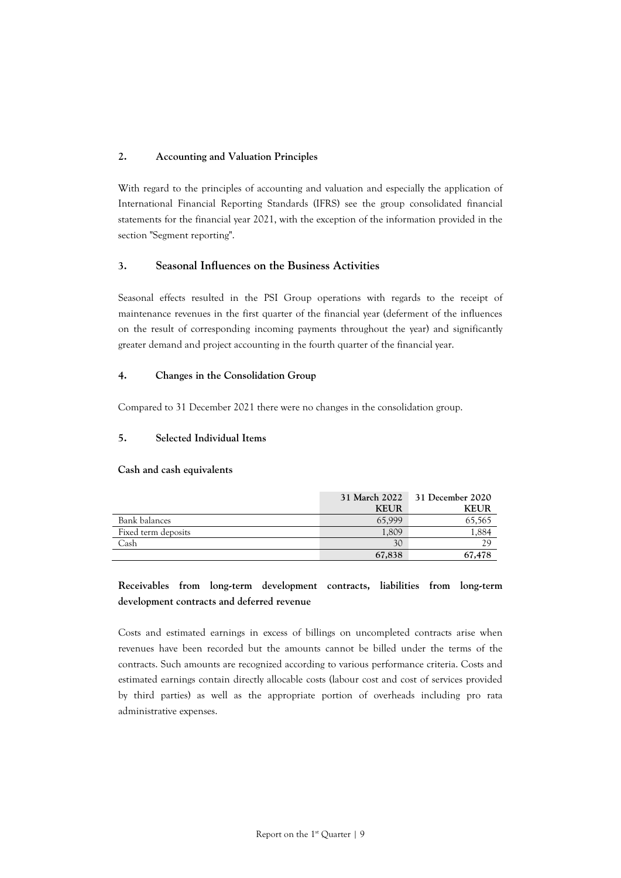## 2. Accounting and Valuation Principles

With regard to the principles of accounting and valuation and especially the application of International Financial Reporting Standards (IFRS) see the group consolidated financial statements for the financial year 2021, with the exception of the information provided in the section "Segment reporting".

## 3. Seasonal Influences on the Business Activities

Seasonal effects resulted in the PSI Group operations with regards to the receipt of maintenance revenues in the first quarter of the financial year (deferment of the influences on the result of corresponding incoming payments throughout the year) and significantly greater demand and project accounting in the fourth quarter of the financial year.

## 4. Changes in the Consolidation Group

Compared to 31 December 2021 there were no changes in the consolidation group.

## 5. Selected Individual Items

**Cash and cash equivalents**

| | 31 March 2022 KEUR | 31 December 2020 KEUR |
|---|---|---|
| Bank balances | 65,999 | 65,565 |
| Fixed term deposits | 1,809 | 1,884 |
| Cash | 30 | 29 |
| | **67,838** | **67,478** |

**Receivables from long-term development contracts, liabilities from long-term development contracts and deferred revenue**

Costs and estimated earnings in excess of billings on uncompleted contracts arise when revenues have been recorded but the amounts cannot be billed under the terms of the contracts. Such amounts are recognized according to various performance criteria. Costs and estimated earnings contain directly allocable costs (labour cost and cost of services provided by third parties) as well as the appropriate portion of overheads including pro rata administrative expenses.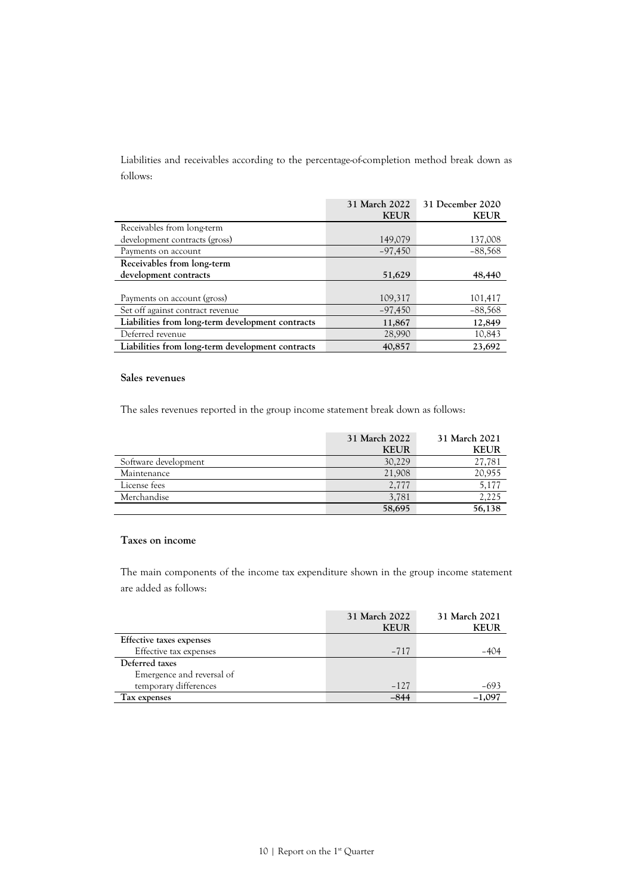Liabilities and receivables according to the percentage-of-completion method break down as follows:

| | 31 March 2022 KEUR | 31 December 2020 KEUR |
|---|---|---|
| Receivables from long-term development contracts (gross) | 149,079 | 137,008 |
| Payments on account | –97,450 | –88,568 |
| **Receivables from long-term development contracts** | **51,629** | **48,440** |
| | | |
| Payments on account (gross) | 109,317 | 101,417 |
| Set off against contract revenue | –97,450 | –88,568 |
| **Liabilities from long-term development contracts** | **11,867** | **12,849** |
| Deferred revenue | 28,990 | 10,843 |
| **Liabilities from long-term development contracts** | **40,857** | **23,692** |

### Sales revenues

The sales revenues reported in the group income statement break down as follows:

| | 31 March 2022 KEUR | 31 March 2021 KEUR |
|---|---|---|
| Software development | 30,229 | 27,781 |
| Maintenance | 21,908 | 20,955 |
| License fees | 2,777 | 5,177 |
| Merchandise | 3,781 | 2,225 |
| | **58,695** | **56,138** |

### Taxes on income

The main components of the income tax expenditure shown in the group income statement are added as follows:

| | 31 March 2022 KEUR | 31 March 2021 KEUR |
|---|---|---|
| **Effective taxes expenses** | | |
| Effective tax expenses | –717 | –404 |
| **Deferred taxes** | | |
| Emergence and reversal of temporary differences | –127 | –693 |
| **Tax expenses** | **–844** | **–1,097** |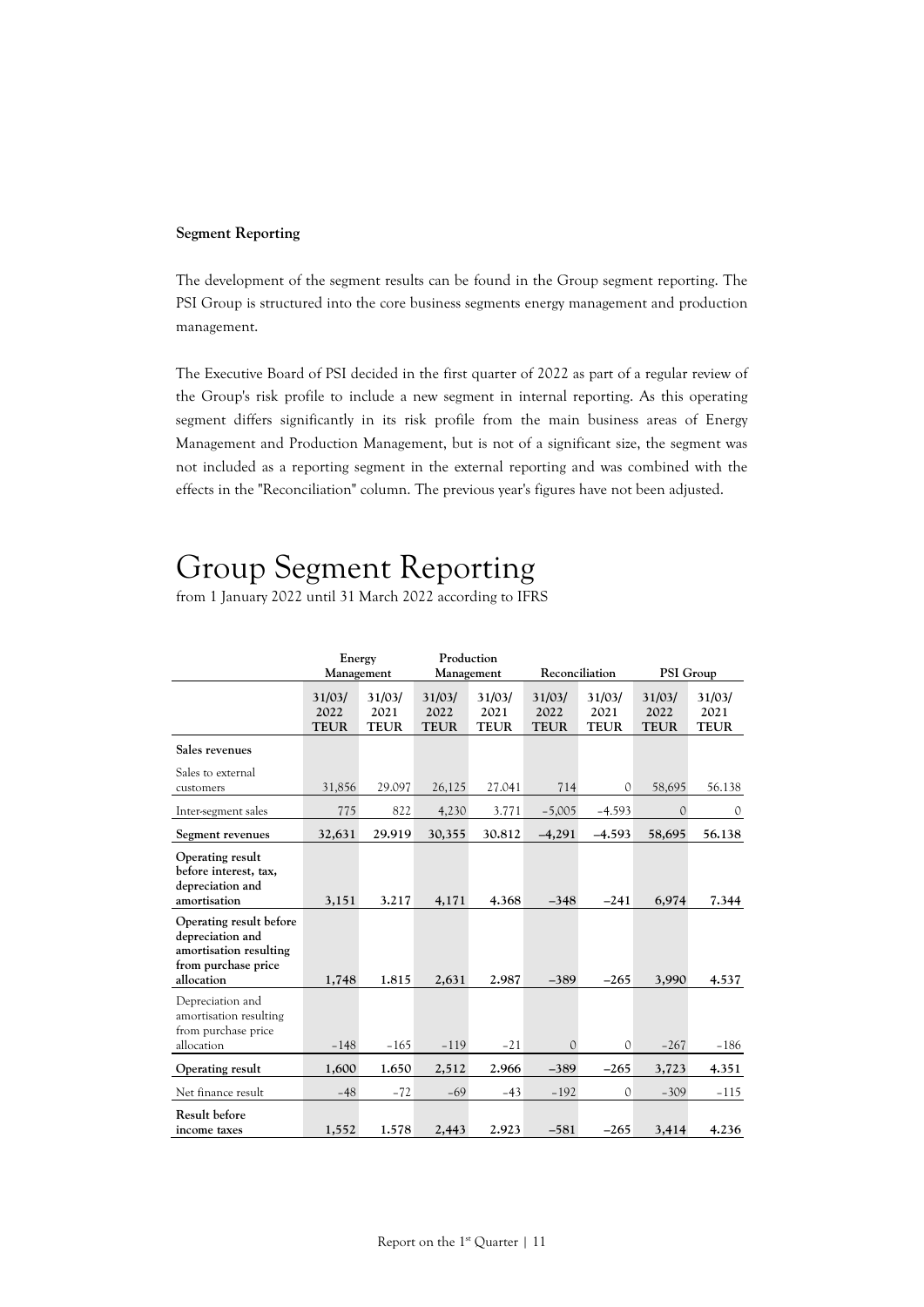**Segment Reporting**

The development of the segment results can be found in the Group segment reporting. The PSI Group is structured into the core business segments energy management and production management.

The Executive Board of PSI decided in the first quarter of 2022 as part of a regular review of the Group's risk profile to include a new segment in internal reporting. As this operating segment differs significantly in its risk profile from the main business areas of Energy Management and Production Management, but is not of a significant size, the segment was not included as a reporting segment in the external reporting and was combined with the effects in the "Reconciliation" column. The previous year's figures have not been adjusted.

# Group Segment Reporting

from 1 January 2022 until 31 March 2022 according to IFRS

| | Energy Management | | Production Management | | Reconciliation | | PSI Group | |
|---|---|---|---|---|---|---|---|---|
| | 31/03/ 2022 TEUR | 31/03/ 2021 TEUR | 31/03/ 2022 TEUR | 31/03/ 2021 TEUR | 31/03/ 2022 TEUR | 31/03/ 2021 TEUR | 31/03/ 2022 TEUR | 31/03/ 2021 TEUR |
| **Sales revenues** | | | | | | | | |
| Sales to external customers | 31,856 | 29.097 | 26,125 | 27.041 | 714 | 0 | 58,695 | 56.138 |
| Inter-segment sales | 775 | 822 | 4,230 | 3.771 | −5,005 | −4.593 | 0 | 0 |
| **Segment revenues** | **32,631** | **29.919** | **30,355** | **30.812** | **−4,291** | **−4.593** | **58,695** | **56.138** |
| **Operating result before interest, tax, depreciation and amortisation** | **3,151** | **3.217** | **4,171** | **4.368** | **−348** | **−241** | **6,974** | **7.344** |
| **Operating result before depreciation and amortisation resulting from purchase price allocation** | **1,748** | **1.815** | **2,631** | **2.987** | **−389** | **−265** | **3,990** | **4.537** |
| Depreciation and amortisation resulting from purchase price allocation | −148 | −165 | −119 | −21 | 0 | 0 | −267 | −186 |
| **Operating result** | **1,600** | **1.650** | **2,512** | **2.966** | **−389** | **−265** | **3,723** | **4.351** |
| Net finance result | −48 | −72 | −69 | −43 | −192 | 0 | −309 | −115 |
| **Result before income taxes** | **1,552** | **1.578** | **2,443** | **2.923** | **−581** | **−265** | **3,414** | **4.236** |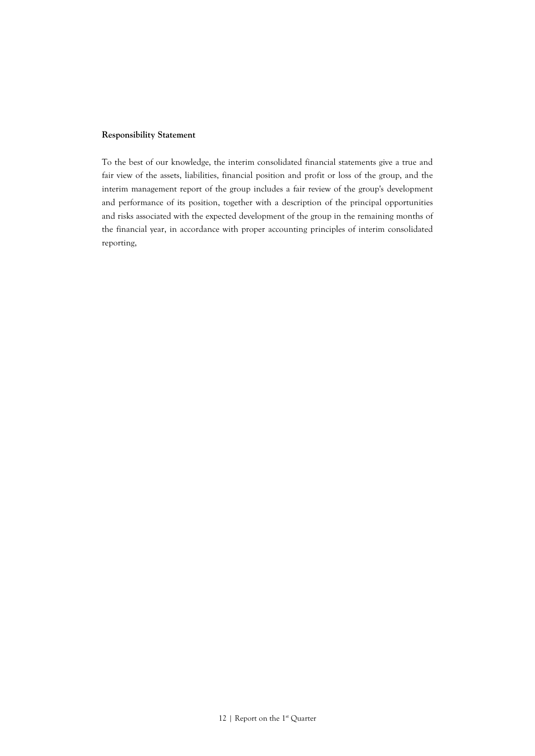**Responsibility Statement**

To the best of our knowledge, the interim consolidated financial statements give a true and fair view of the assets, liabilities, financial position and profit or loss of the group, and the interim management report of the group includes a fair review of the group's development and performance of its position, together with a description of the principal opportunities and risks associated with the expected development of the group in the remaining months of the financial year, in accordance with proper accounting principles of interim consolidated reporting,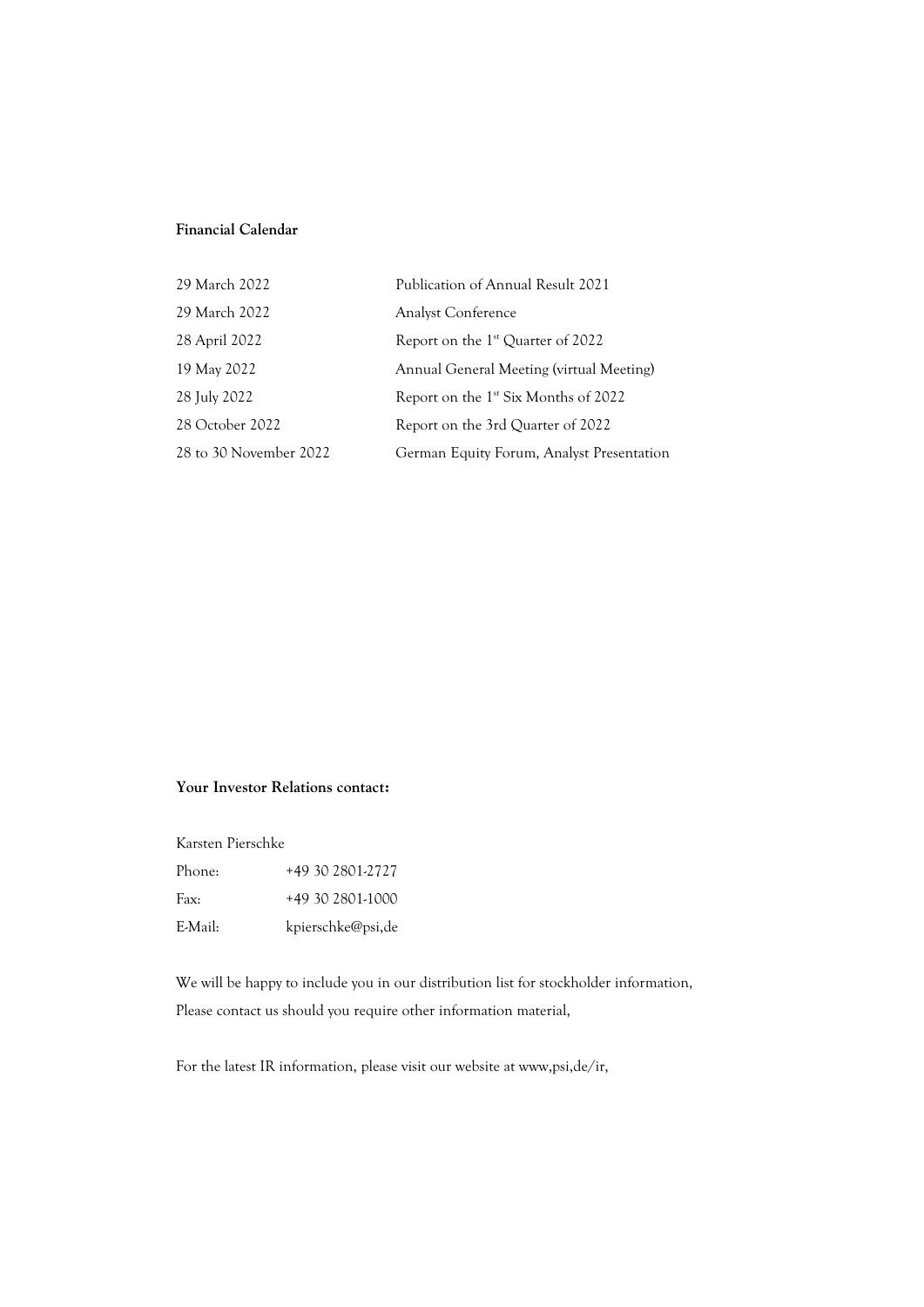**Financial Calendar**

| | |
|---|---|
| 29 March 2022 | Publication of Annual Result 2021 |
| 29 March 2022 | Analyst Conference |
| 28 April 2022 | Report on the 1st Quarter of 2022 |
| 19 May 2022 | Annual General Meeting (virtual Meeting) |
| 28 July 2022 | Report on the 1st Six Months of 2022 |
| 28 October 2022 | Report on the 3rd Quarter of 2022 |
| 28 to 30 November 2022 | German Equity Forum, Analyst Presentation |

**Your Investor Relations contact:**

Karsten Pierschke

| | |
|---|---|
| Phone: | +49 30 2801-2727 |
| Fax: | +49 30 2801-1000 |
| E-Mail: | kpierschke@psi,de |

We will be happy to include you in our distribution list for stockholder information,
Please contact us should you require other information material,

For the latest IR information, please visit our website at www,psi,de/ir,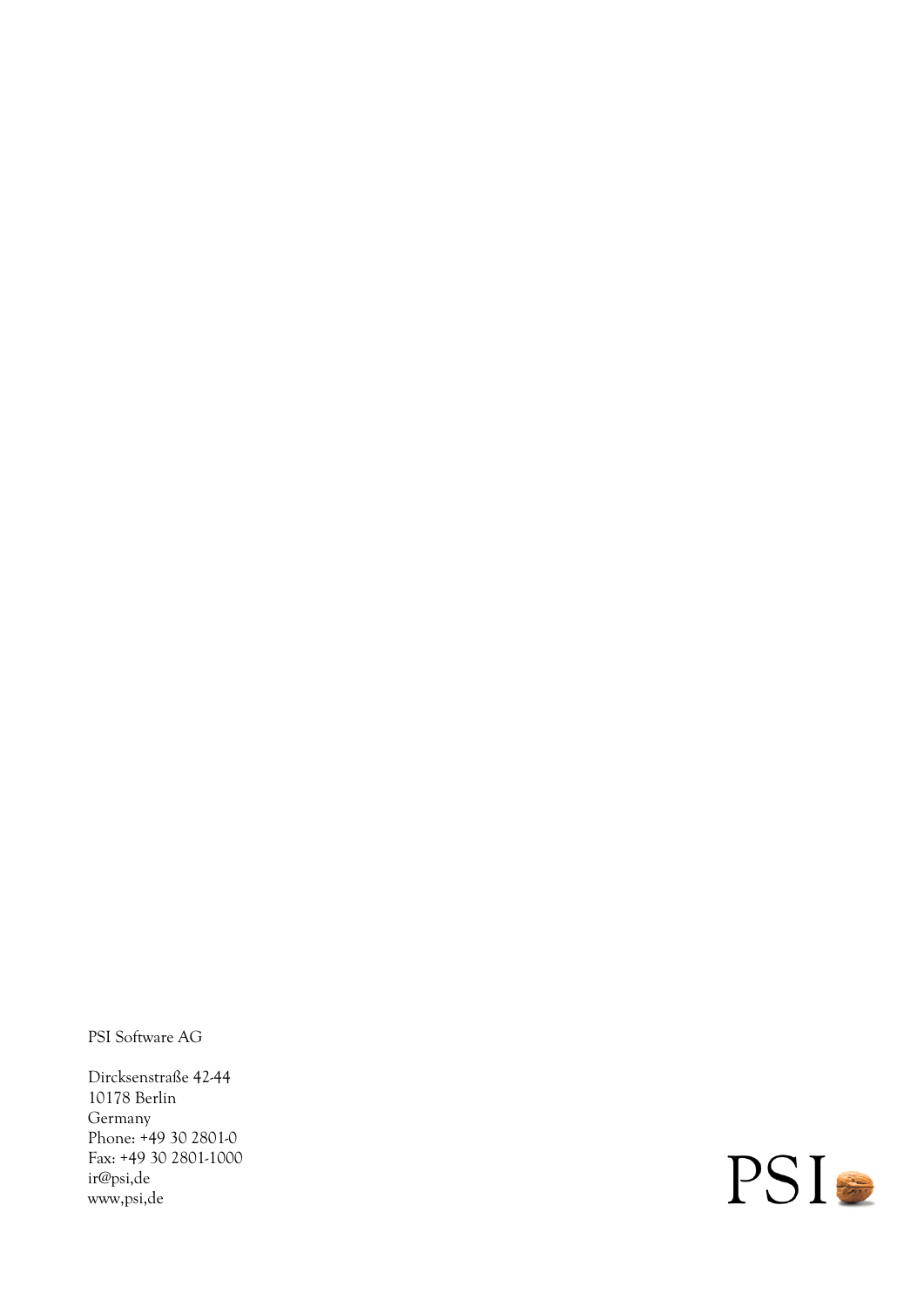PSI Software AG

Dircksenstraße 42-44
10178 Berlin
Germany
Phone: +49 30 2801-0
Fax: +49 30 2801-1000
ir@psi,de
www,psi,de

PSI